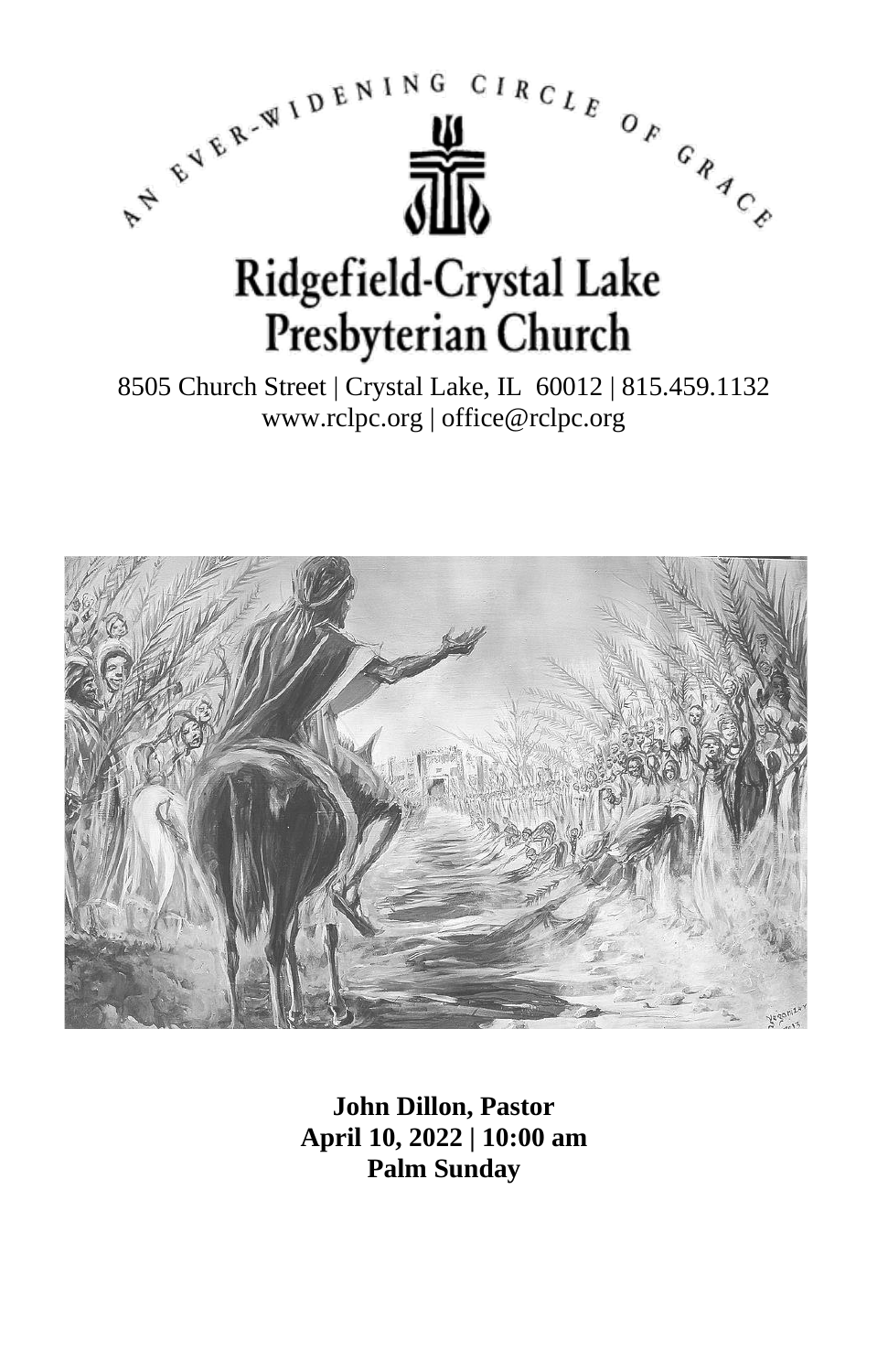AN EVER-WIDENING CIRCLE OF GRACE

# Ridgefield-Crystal Lake Presbyterian Church

8505 Church Street | Crystal Lake, IL 60012 | 815.459.1132
www.rclpc.org | office@rclpc.org

**John Dillon, Pastor**
**April 10, 2022 | 10:00 am**
**Palm Sunday**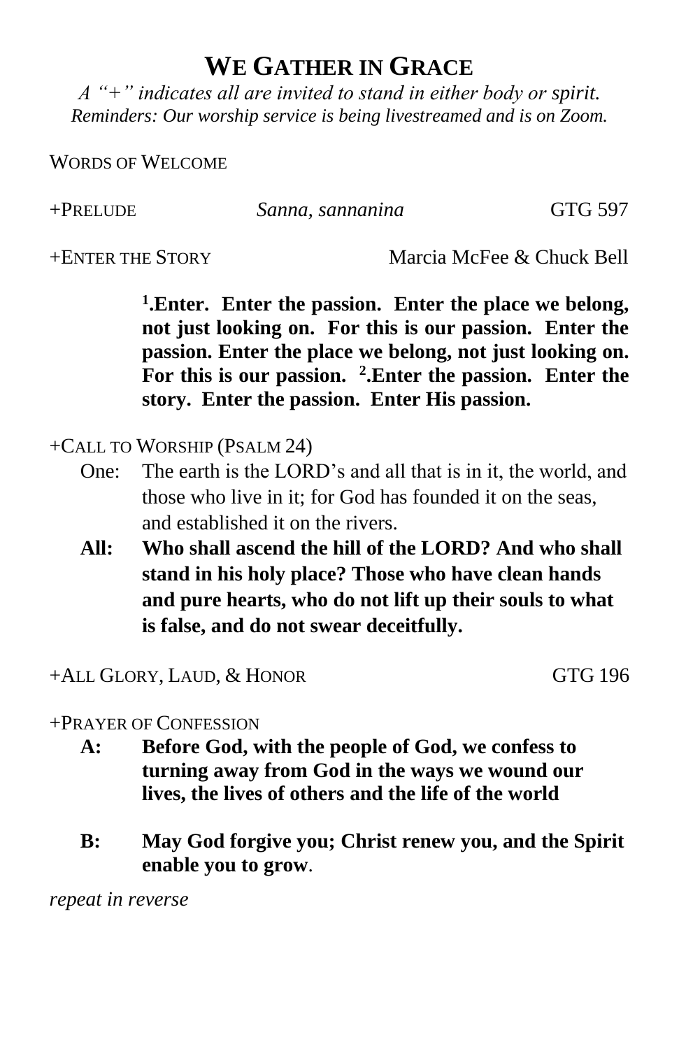# WE GATHER IN GRACE

*A "+" indicates all are invited to stand in either body or spirit.*
*Reminders: Our worship service is being livestreamed and is on Zoom.*

WORDS OF WELCOME

+PRELUDE *Sanna, sannanina* GTG 597

+ENTER THE STORY Marcia McFee & Chuck Bell

> **[1].Enter. Enter the passion. Enter the place we belong, not just looking on. For this is our passion. Enter the passion. Enter the place we belong, not just looking on. For this is our passion. [2].Enter the passion. Enter the story. Enter the passion. Enter His passion.**

+CALL TO WORSHIP (PSALM 24)

One: The earth is the LORD's and all that is in it, the world, and those who live in it; for God has founded it on the seas, and established it on the rivers.

**All: Who shall ascend the hill of the LORD? And who shall stand in his holy place? Those who have clean hands and pure hearts, who do not lift up their souls to what is false, and do not swear deceitfully.**

+ALL GLORY, LAUD, & HONOR GTG 196

+PRAYER OF CONFESSION

**A: Before God, with the people of God, we confess to turning away from God in the ways we wound our lives, the lives of others and the life of the world**

**B: May God forgive you; Christ renew you, and the Spirit enable you to grow**.

*repeat in reverse*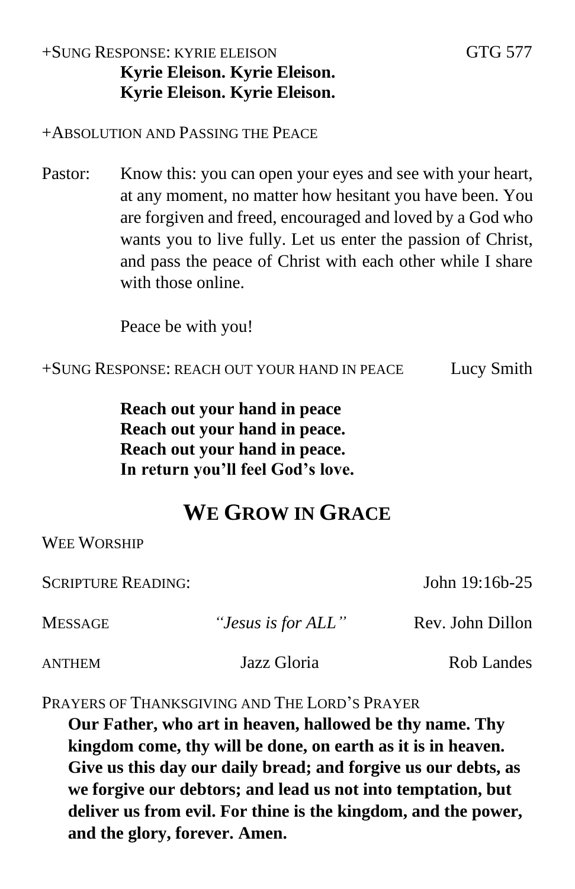+SUNG RESPONSE: KYRIE ELEISON GTG 577

**Kyrie Eleison. Kyrie Eleison.**
**Kyrie Eleison. Kyrie Eleison.**

+ABSOLUTION AND PASSING THE PEACE

Pastor: Know this: you can open your eyes and see with your heart, at any moment, no matter how hesitant you have been. You are forgiven and freed, encouraged and loved by a God who wants you to live fully. Let us enter the passion of Christ, and pass the peace of Christ with each other while I share with those online.

Peace be with you!

+SUNG RESPONSE: REACH OUT YOUR HAND IN PEACE Lucy Smith

**Reach out your hand in peace**
**Reach out your hand in peace.**
**Reach out your hand in peace.**
**In return you'll feel God's love.**

## WE GROW IN GRACE

WEE WORSHIP

SCRIPTURE READING: John 19:16b-25

MESSAGE *"Jesus is for ALL"* Rev. John Dillon

ANTHEM Jazz Gloria Rob Landes

PRAYERS OF THANKSGIVING AND THE LORD'S PRAYER

**Our Father, who art in heaven, hallowed be thy name. Thy kingdom come, thy will be done, on earth as it is in heaven. Give us this day our daily bread; and forgive us our debts, as we forgive our debtors; and lead us not into temptation, but deliver us from evil. For thine is the kingdom, and the power, and the glory, forever. Amen.**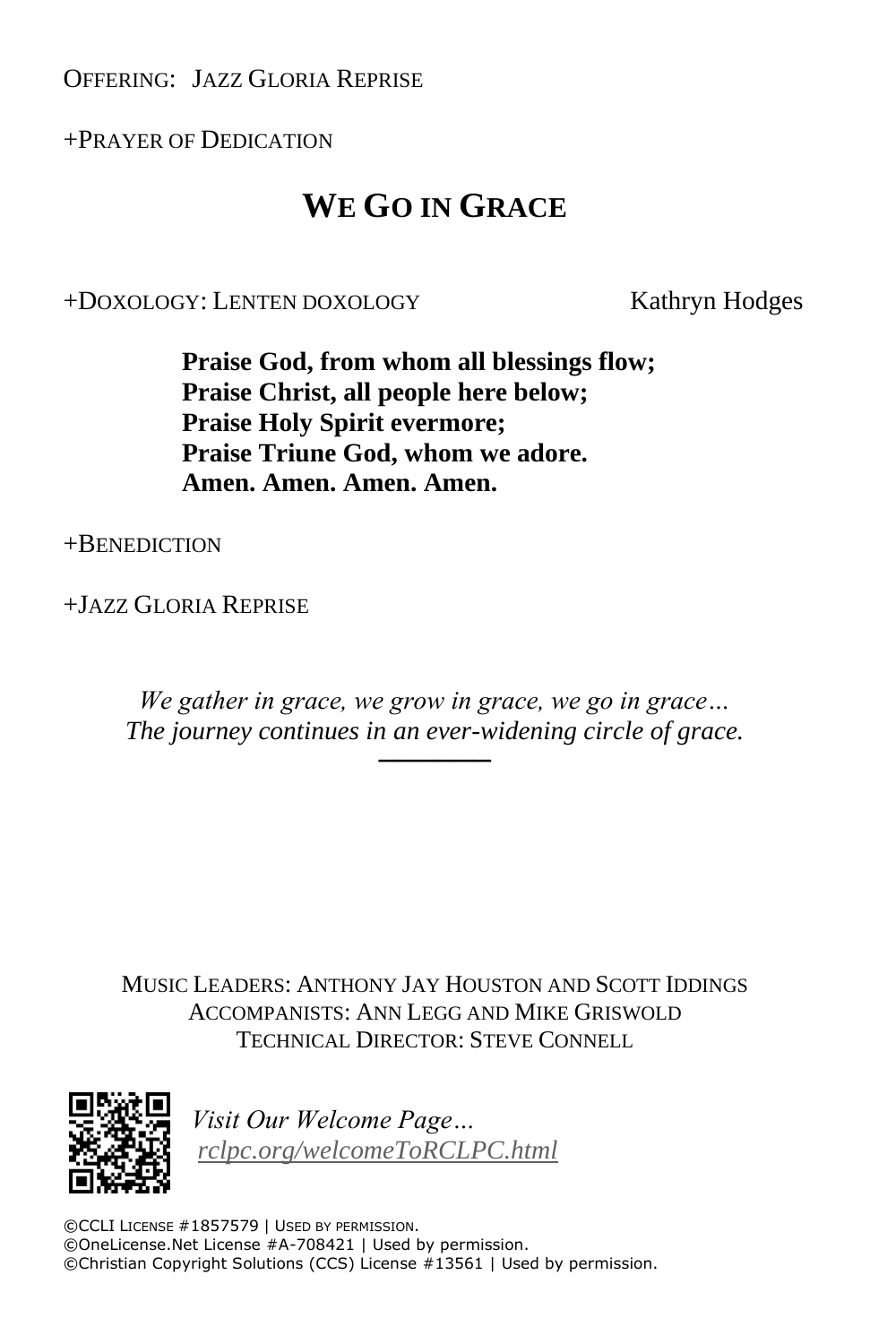OFFERING: JAZZ GLORIA REPRISE

+PRAYER OF DEDICATION

## WE GO IN GRACE

+DOXOLOGY: LENTEN DOXOLOGY Kathryn Hodges

**Praise God, from whom all blessings flow;**
**Praise Christ, all people here below;**
**Praise Holy Spirit evermore;**
**Praise Triune God, whom we adore.**
**Amen. Amen. Amen. Amen.**

+BENEDICTION

+JAZZ GLORIA REPRISE

*We gather in grace, we grow in grace, we go in grace…*
*The journey continues in an ever-widening circle of grace.*

---

MUSIC LEADERS: ANTHONY JAY HOUSTON AND SCOTT IDDINGS
ACCOMPANISTS: ANN LEGG AND MIKE GRISWOLD
TECHNICAL DIRECTOR: STEVE CONNELL

*Visit Our Welcome Page…*
*rclpc.org/welcomeToRCLPC.html*

©CCLI LICENSE #1857579 | USED BY PERMISSION.
©OneLicense.Net License #A-708421 | Used by permission.
©Christian Copyright Solutions (CCS) License #13561 | Used by permission.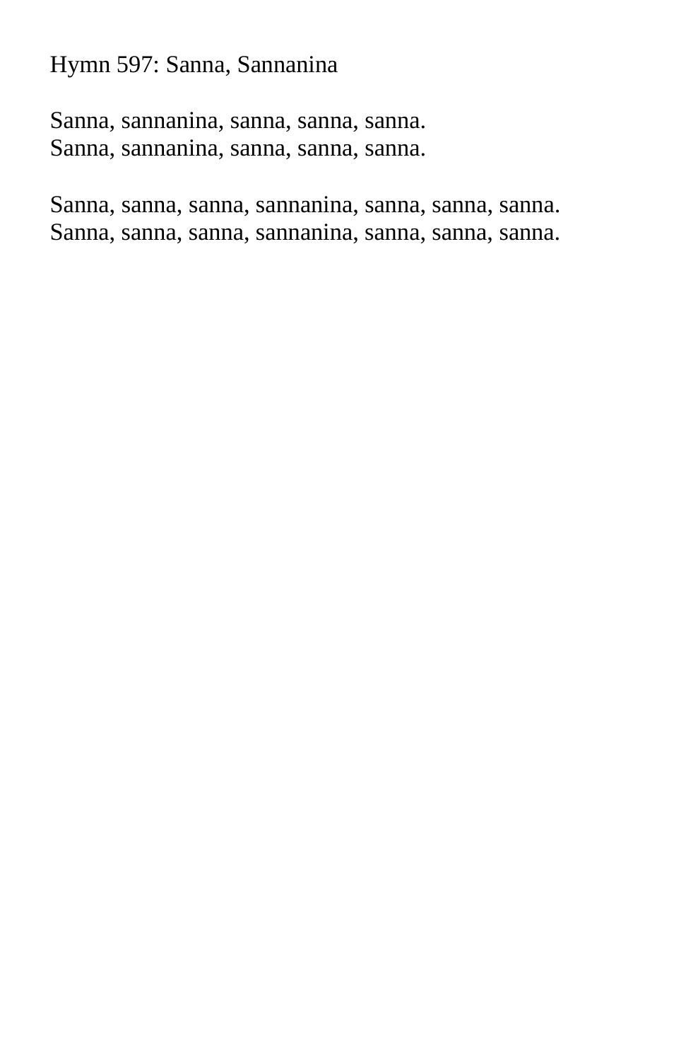# Hymn 597: Sanna, Sannanina

Sanna, sannanina, sanna, sanna, sanna.
Sanna, sannanina, sanna, sanna, sanna.

Sanna, sanna, sanna, sannanina, sanna, sanna, sanna.
Sanna, sanna, sanna, sannanina, sanna, sanna, sanna.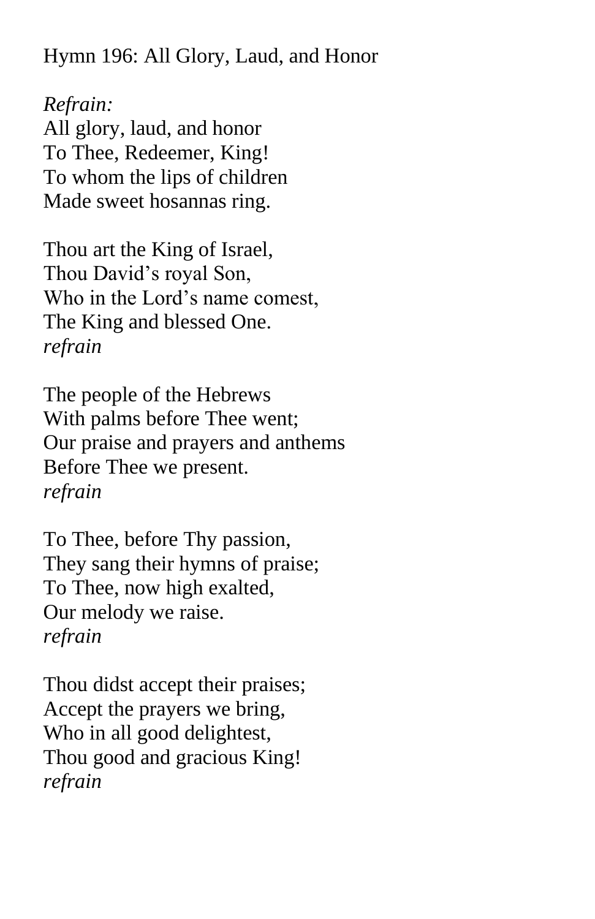Hymn 196: All Glory, Laud, and Honor

*Refrain:*
All glory, laud, and honor
To Thee, Redeemer, King!
To whom the lips of children
Made sweet hosannas ring.

Thou art the King of Israel,
Thou David's royal Son,
Who in the Lord's name comest,
The King and blessed One.
*refrain*

The people of the Hebrews
With palms before Thee went;
Our praise and prayers and anthems
Before Thee we present.
*refrain*

To Thee, before Thy passion,
They sang their hymns of praise;
To Thee, now high exalted,
Our melody we raise.
*refrain*

Thou didst accept their praises;
Accept the prayers we bring,
Who in all good delightest,
Thou good and gracious King!
*refrain*